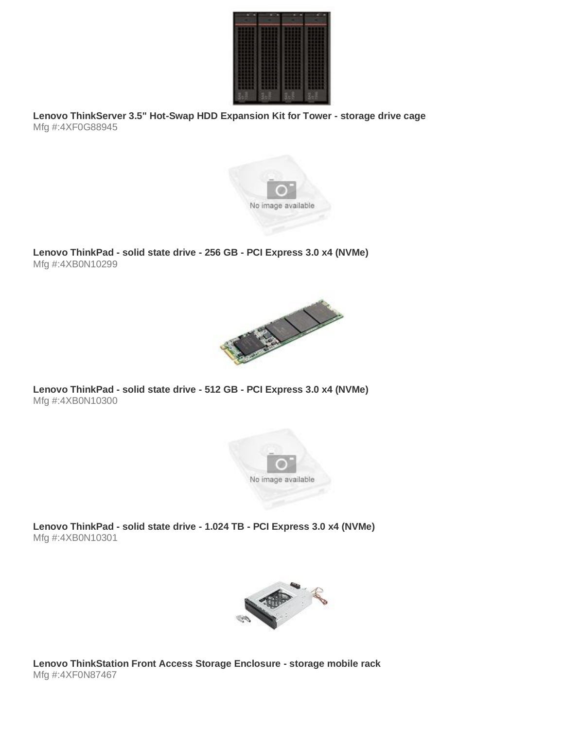**Lenovo ThinkServer 3.5" Hot-Swap HDD Expansion Kit for Tower - storage drive cage**
Mfg #:4XF0G88945

**Lenovo ThinkPad - solid state drive - 256 GB - PCI Express 3.0 x4 (NVMe)**
Mfg #:4XB0N10299

**Lenovo ThinkPad - solid state drive - 512 GB - PCI Express 3.0 x4 (NVMe)**
Mfg #:4XB0N10300

**Lenovo ThinkPad - solid state drive - 1.024 TB - PCI Express 3.0 x4 (NVMe)**
Mfg #:4XB0N10301

**Lenovo ThinkStation Front Access Storage Enclosure - storage mobile rack**
Mfg #:4XF0N87467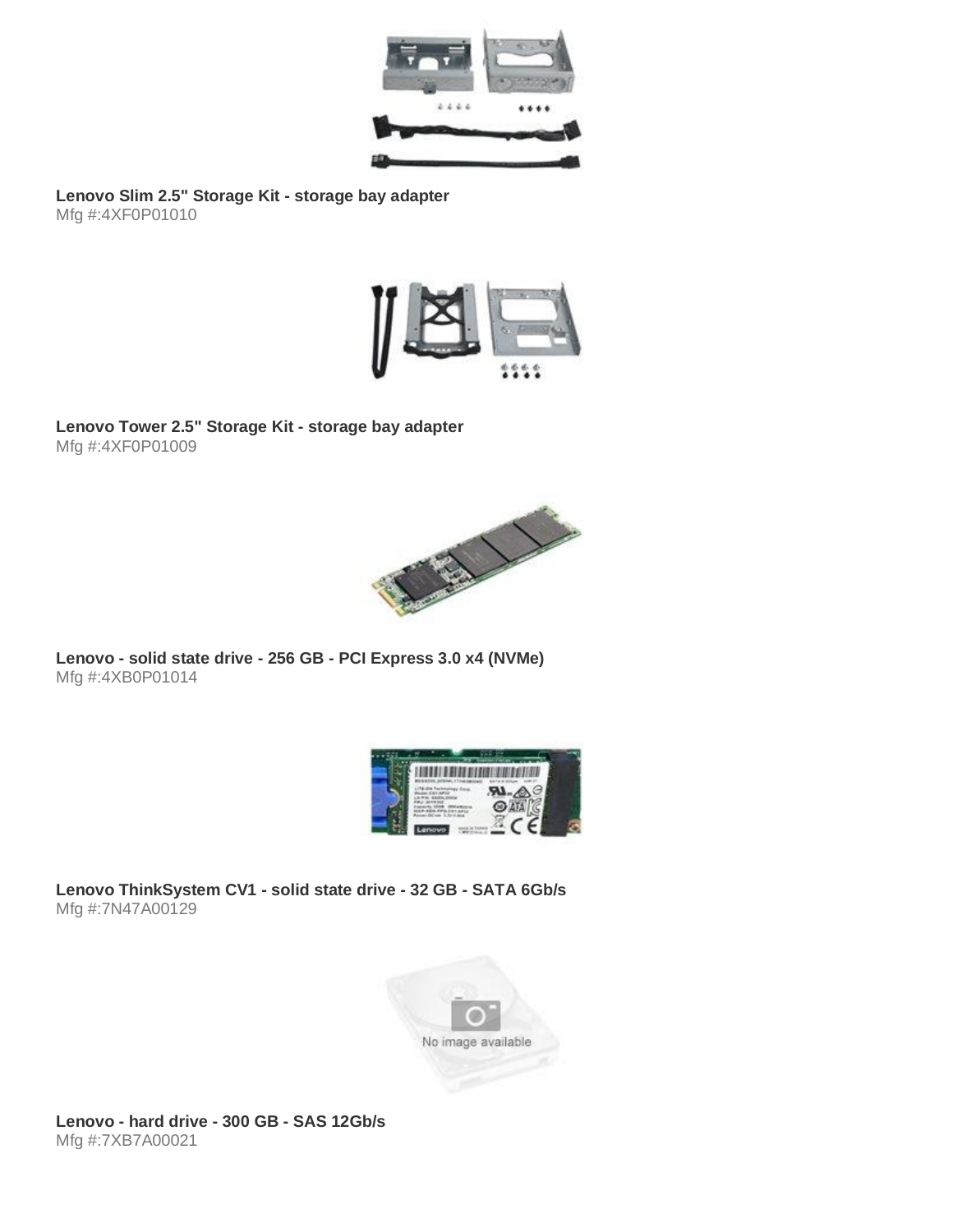**Lenovo Slim 2.5" Storage Kit - storage bay adapter**
Mfg #:4XF0P01010

**Lenovo Tower 2.5" Storage Kit - storage bay adapter**
Mfg #:4XF0P01009

**Lenovo - solid state drive - 256 GB - PCI Express 3.0 x4 (NVMe)**
Mfg #:4XB0P01014

**Lenovo ThinkSystem CV1 - solid state drive - 32 GB - SATA 6Gb/s**
Mfg #:7N47A00129

**Lenovo - hard drive - 300 GB - SAS 12Gb/s**
Mfg #:7XB7A00021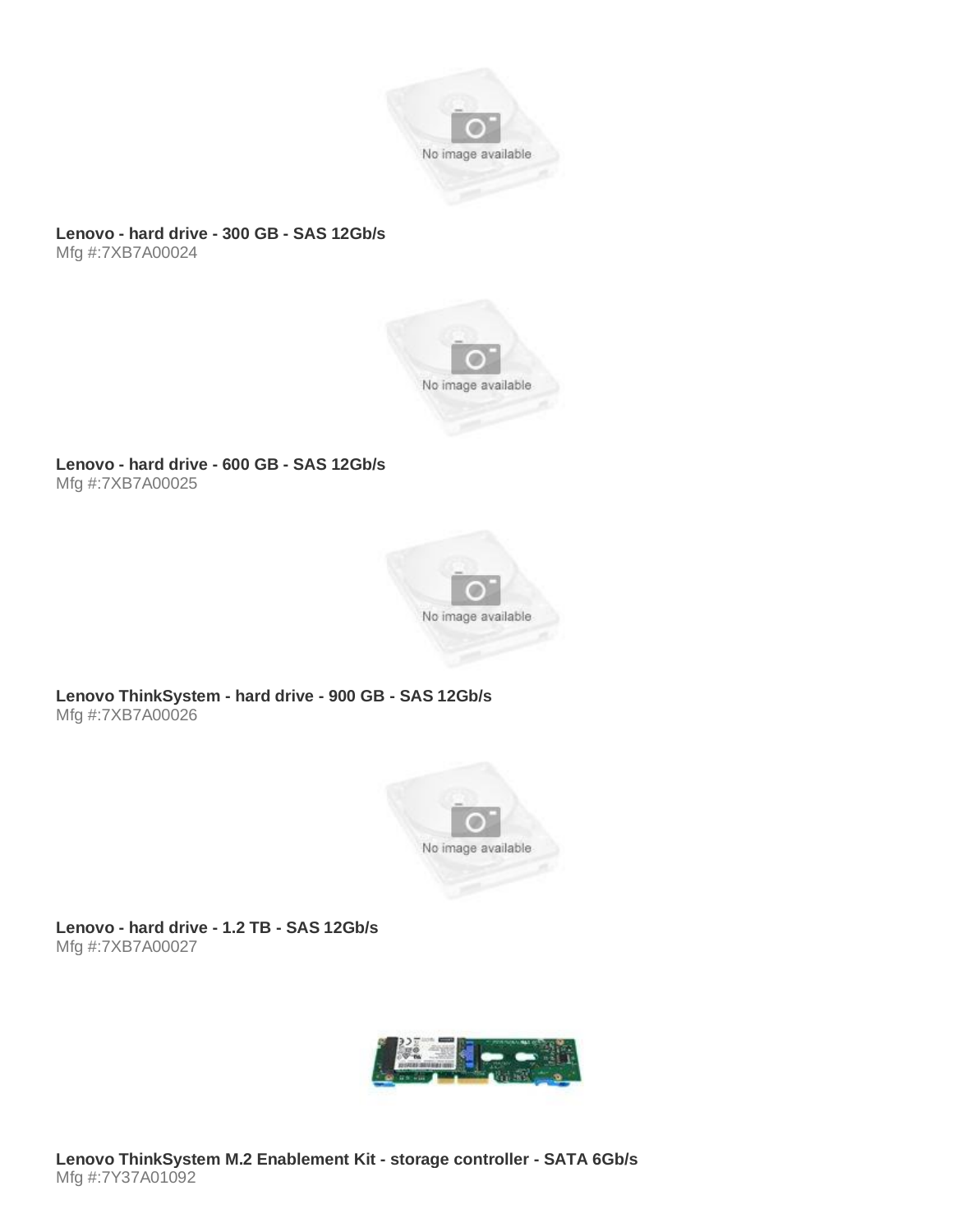**Lenovo - hard drive - 300 GB - SAS 12Gb/s**
Mfg #:7XB7A00024

**Lenovo - hard drive - 600 GB - SAS 12Gb/s**
Mfg #:7XB7A00025

**Lenovo ThinkSystem - hard drive - 900 GB - SAS 12Gb/s**
Mfg #:7XB7A00026

**Lenovo - hard drive - 1.2 TB - SAS 12Gb/s**
Mfg #:7XB7A00027

**Lenovo ThinkSystem M.2 Enablement Kit - storage controller - SATA 6Gb/s**
Mfg #:7Y37A01092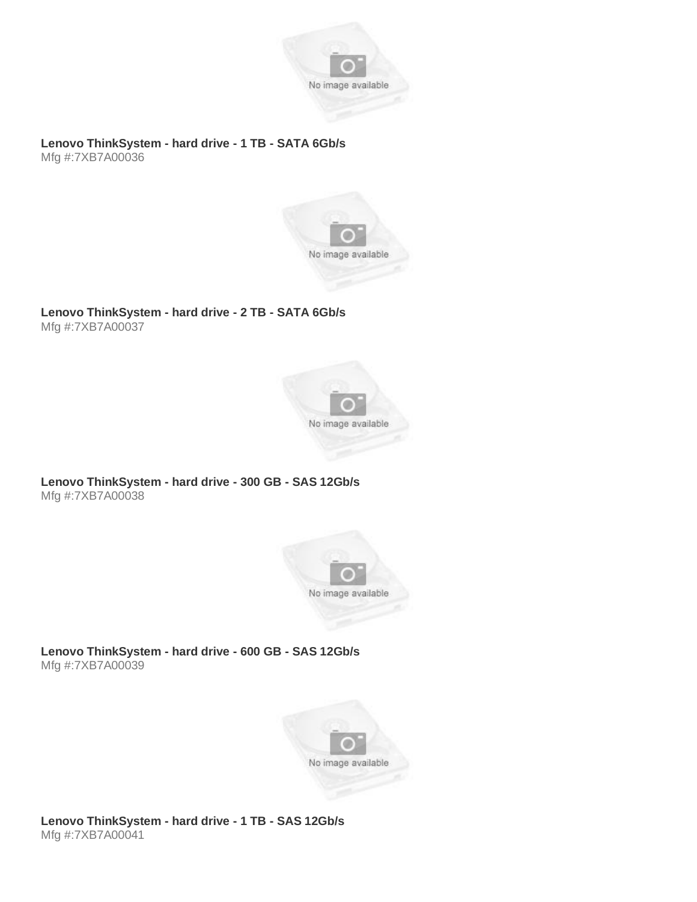**Lenovo ThinkSystem - hard drive - 1 TB - SATA 6Gb/s**
Mfg #:7XB7A00036

**Lenovo ThinkSystem - hard drive - 2 TB - SATA 6Gb/s**
Mfg #:7XB7A00037

**Lenovo ThinkSystem - hard drive - 300 GB - SAS 12Gb/s**
Mfg #:7XB7A00038

**Lenovo ThinkSystem - hard drive - 600 GB - SAS 12Gb/s**
Mfg #:7XB7A00039

**Lenovo ThinkSystem - hard drive - 1 TB - SAS 12Gb/s**
Mfg #:7XB7A00041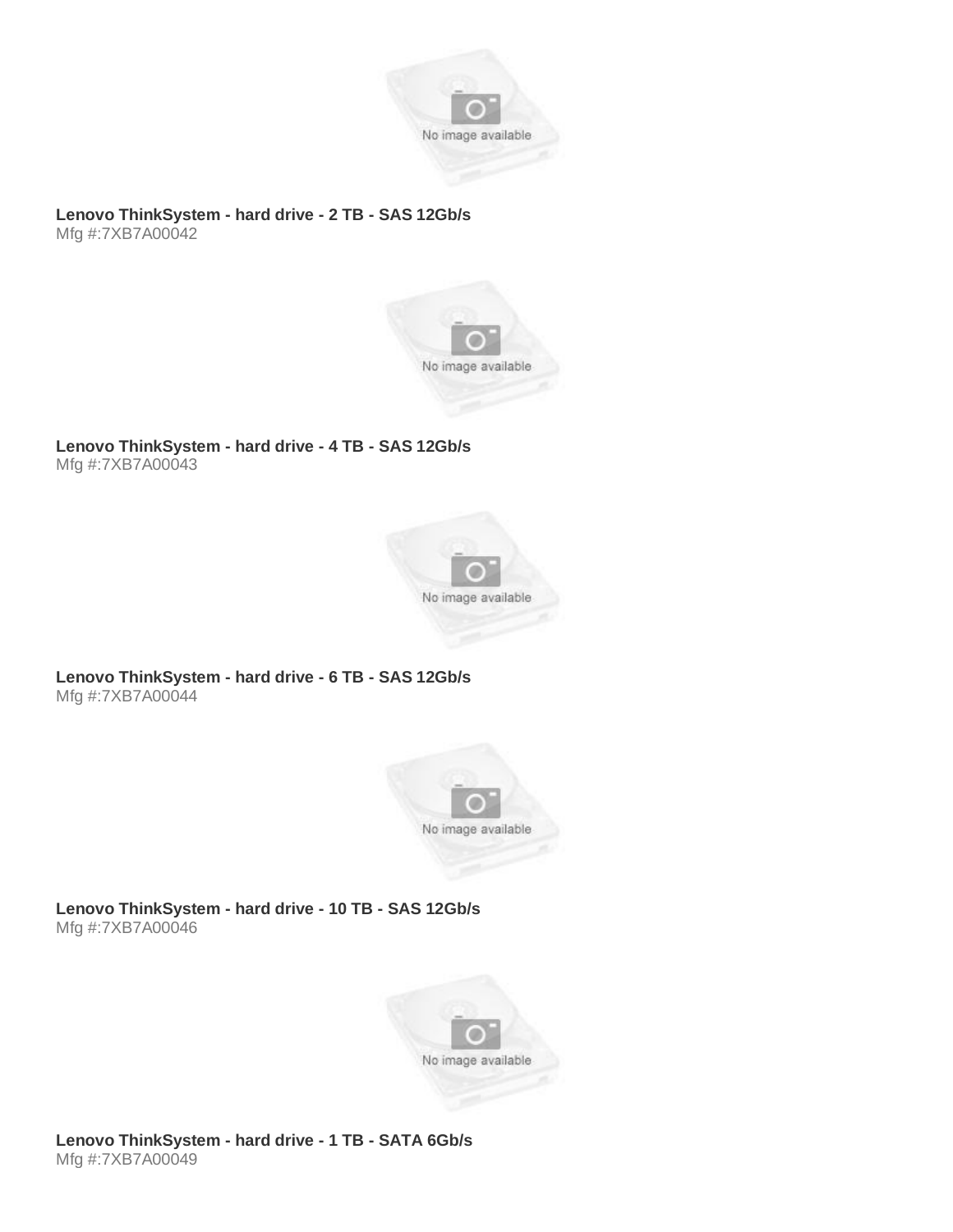**Lenovo ThinkSystem - hard drive - 2 TB - SAS 12Gb/s**
Mfg #:7XB7A00042

**Lenovo ThinkSystem - hard drive - 4 TB - SAS 12Gb/s**
Mfg #:7XB7A00043

**Lenovo ThinkSystem - hard drive - 6 TB - SAS 12Gb/s**
Mfg #:7XB7A00044

**Lenovo ThinkSystem - hard drive - 10 TB - SAS 12Gb/s**
Mfg #:7XB7A00046

**Lenovo ThinkSystem - hard drive - 1 TB - SATA 6Gb/s**
Mfg #:7XB7A00049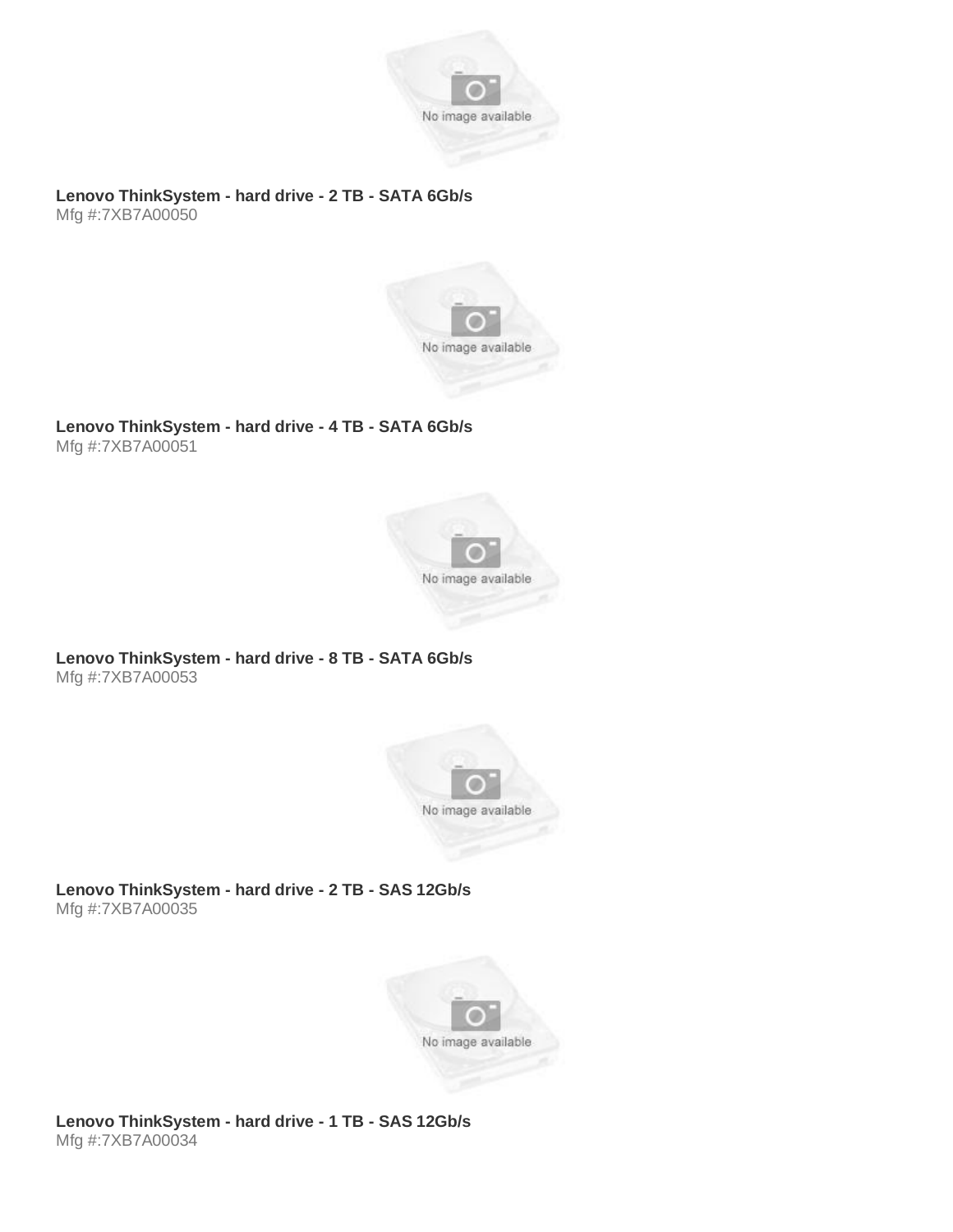**Lenovo ThinkSystem - hard drive - 2 TB - SATA 6Gb/s**
Mfg #:7XB7A00050

**Lenovo ThinkSystem - hard drive - 4 TB - SATA 6Gb/s**
Mfg #:7XB7A00051

**Lenovo ThinkSystem - hard drive - 8 TB - SATA 6Gb/s**
Mfg #:7XB7A00053

**Lenovo ThinkSystem - hard drive - 2 TB - SAS 12Gb/s**
Mfg #:7XB7A00035

**Lenovo ThinkSystem - hard drive - 1 TB - SAS 12Gb/s**
Mfg #:7XB7A00034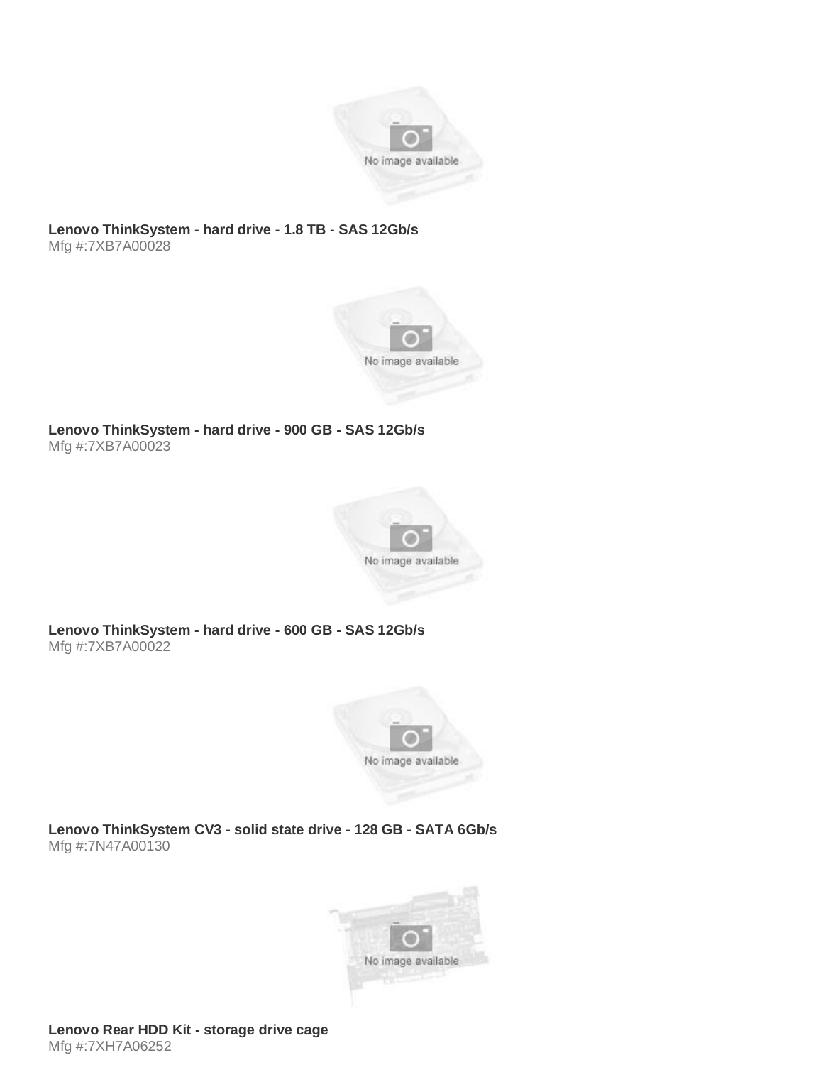**Lenovo ThinkSystem - hard drive - 1.8 TB - SAS 12Gb/s**
Mfg #:7XB7A00028

**Lenovo ThinkSystem - hard drive - 900 GB - SAS 12Gb/s**
Mfg #:7XB7A00023

**Lenovo ThinkSystem - hard drive - 600 GB - SAS 12Gb/s**
Mfg #:7XB7A00022

**Lenovo ThinkSystem CV3 - solid state drive - 128 GB - SATA 6Gb/s**
Mfg #:7N47A00130

**Lenovo Rear HDD Kit - storage drive cage**
Mfg #:7XH7A06252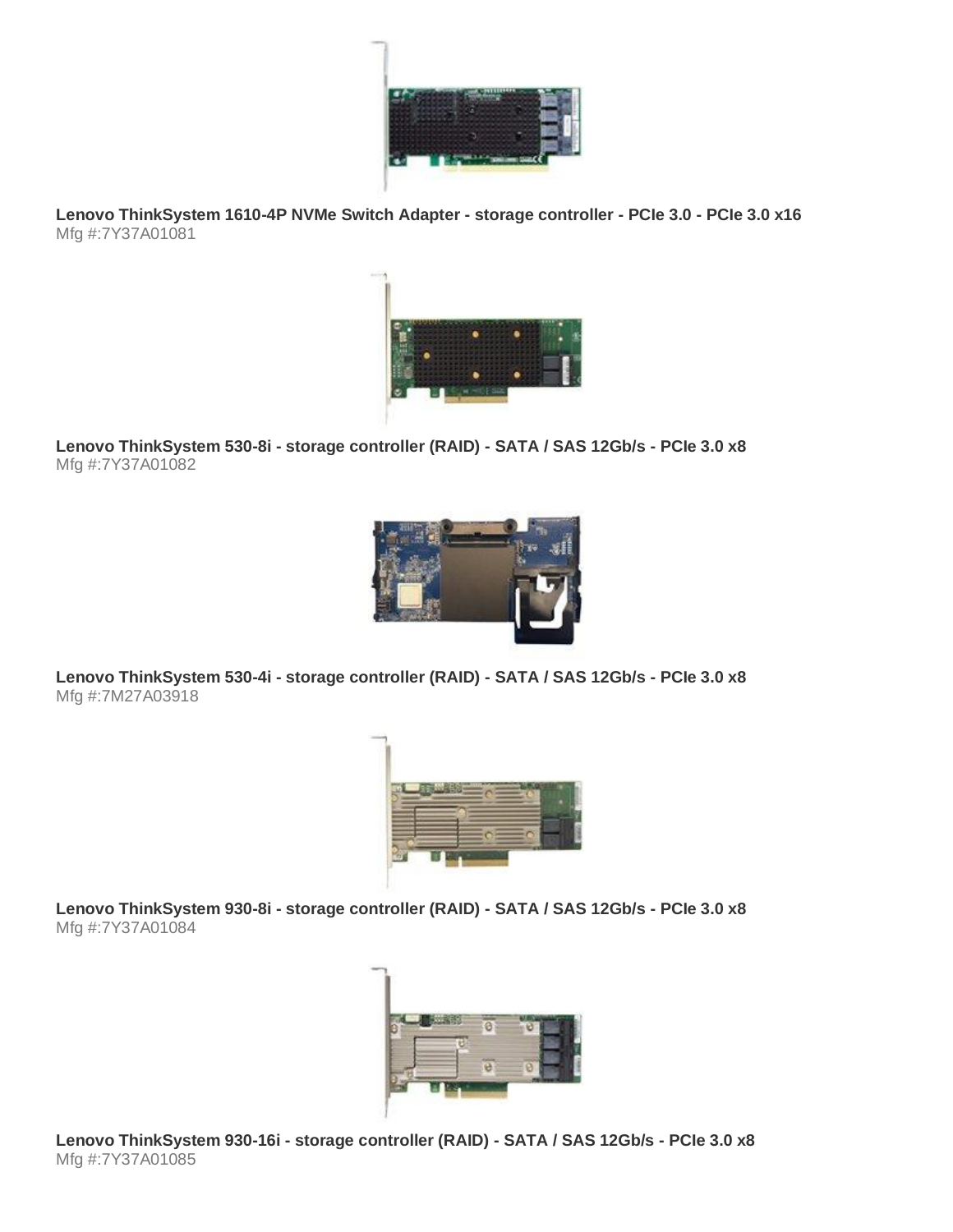**Lenovo ThinkSystem 1610-4P NVMe Switch Adapter - storage controller - PCIe 3.0 - PCIe 3.0 x16**
Mfg #:7Y37A01081

**Lenovo ThinkSystem 530-8i - storage controller (RAID) - SATA / SAS 12Gb/s - PCIe 3.0 x8**
Mfg #:7Y37A01082

**Lenovo ThinkSystem 530-4i - storage controller (RAID) - SATA / SAS 12Gb/s - PCIe 3.0 x8**
Mfg #:7M27A03918

**Lenovo ThinkSystem 930-8i - storage controller (RAID) - SATA / SAS 12Gb/s - PCIe 3.0 x8**
Mfg #:7Y37A01084

**Lenovo ThinkSystem 930-16i - storage controller (RAID) - SATA / SAS 12Gb/s - PCIe 3.0 x8**
Mfg #:7Y37A01085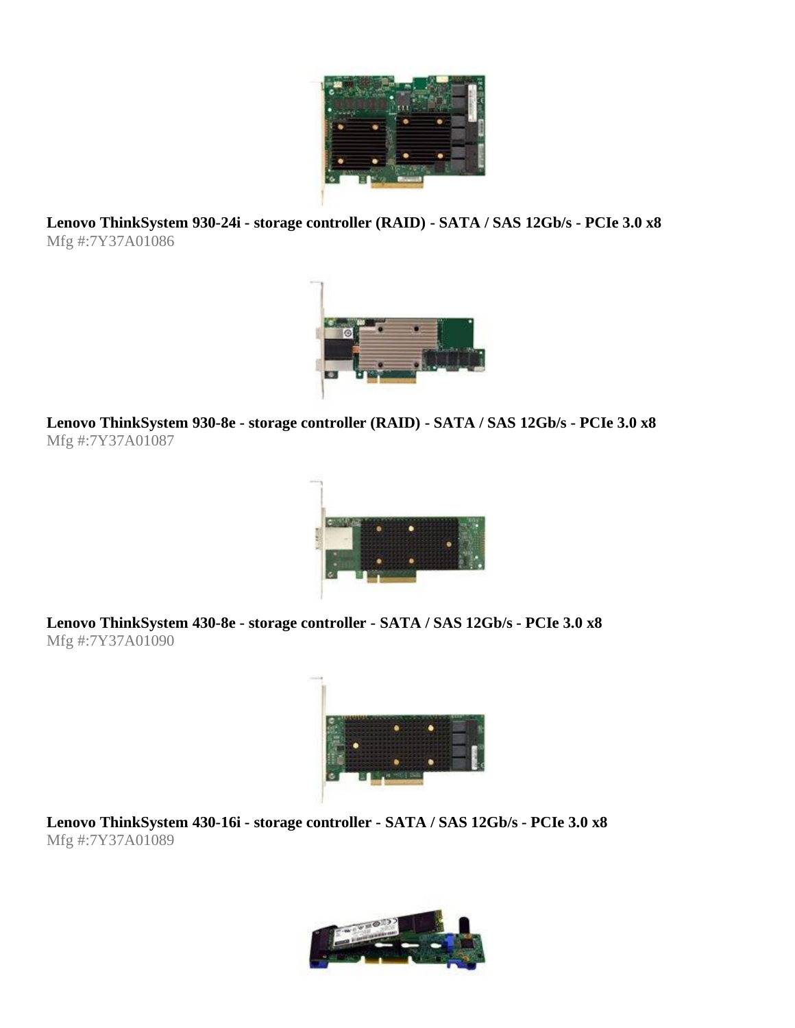**Lenovo ThinkSystem 930-24i - storage controller (RAID) - SATA / SAS 12Gb/s - PCIe 3.0 x8**
Mfg #:7Y37A01086

**Lenovo ThinkSystem 930-8e - storage controller (RAID) - SATA / SAS 12Gb/s - PCIe 3.0 x8**
Mfg #:7Y37A01087

**Lenovo ThinkSystem 430-8e - storage controller - SATA / SAS 12Gb/s - PCIe 3.0 x8**
Mfg #:7Y37A01090

**Lenovo ThinkSystem 430-16i - storage controller - SATA / SAS 12Gb/s - PCIe 3.0 x8**
Mfg #:7Y37A01089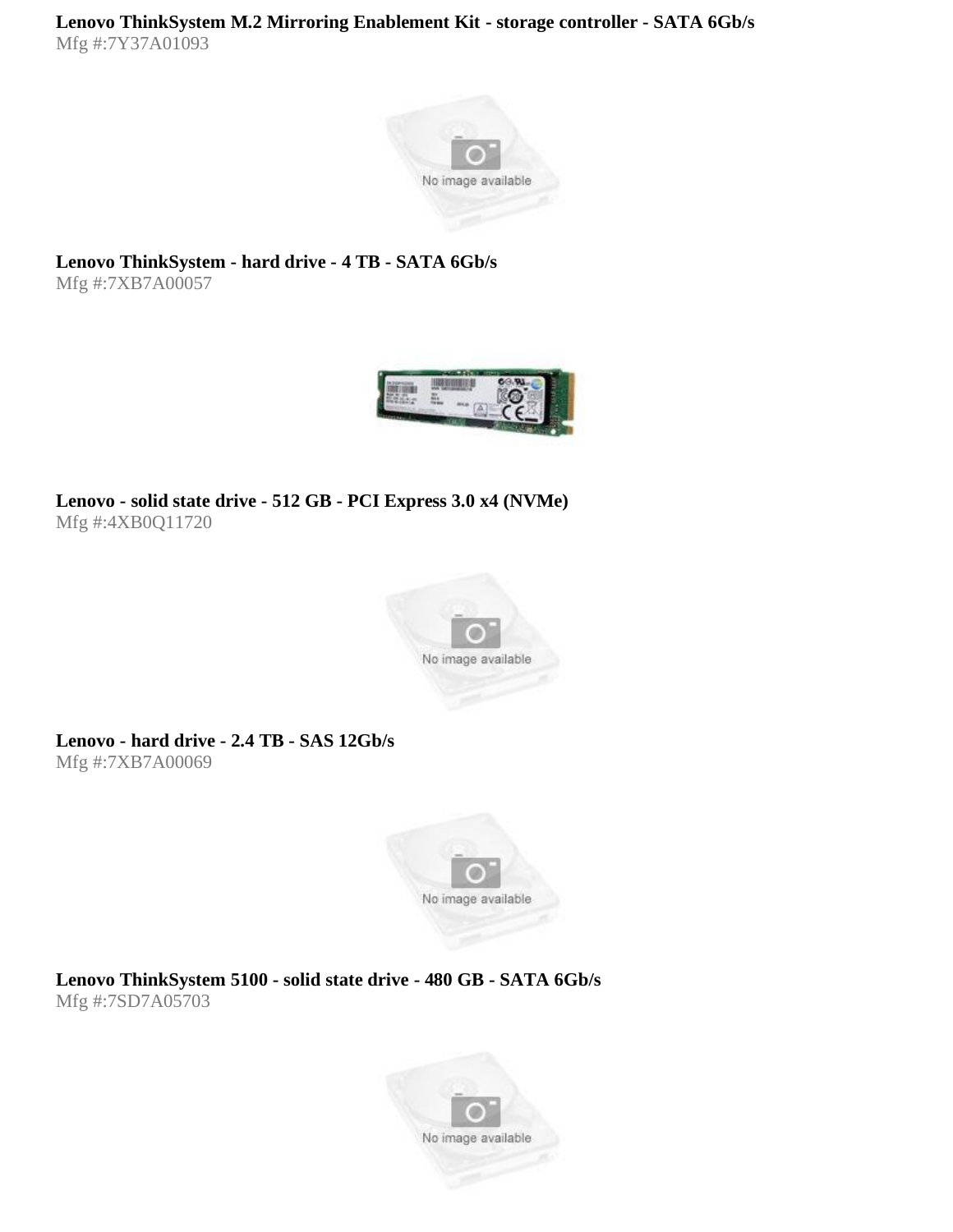**Lenovo ThinkSystem M.2 Mirroring Enablement Kit - storage controller - SATA 6Gb/s**
Mfg #:7Y37A01093

No image available

**Lenovo ThinkSystem - hard drive - 4 TB - SATA 6Gb/s**
Mfg #:7XB7A00057

**Lenovo - solid state drive - 512 GB - PCI Express 3.0 x4 (NVMe)**
Mfg #:4XB0Q11720

No image available

**Lenovo - hard drive - 2.4 TB - SAS 12Gb/s**
Mfg #:7XB7A00069

No image available

**Lenovo ThinkSystem 5100 - solid state drive - 480 GB - SATA 6Gb/s**
Mfg #:7SD7A05703

No image available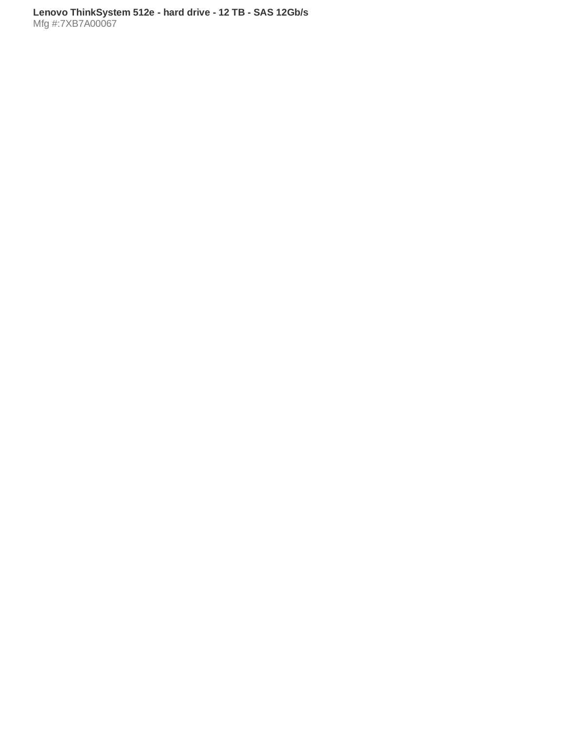**Lenovo ThinkSystem 512e - hard drive - 12 TB - SAS 12Gb/s**

Mfg #:7XB7A00067